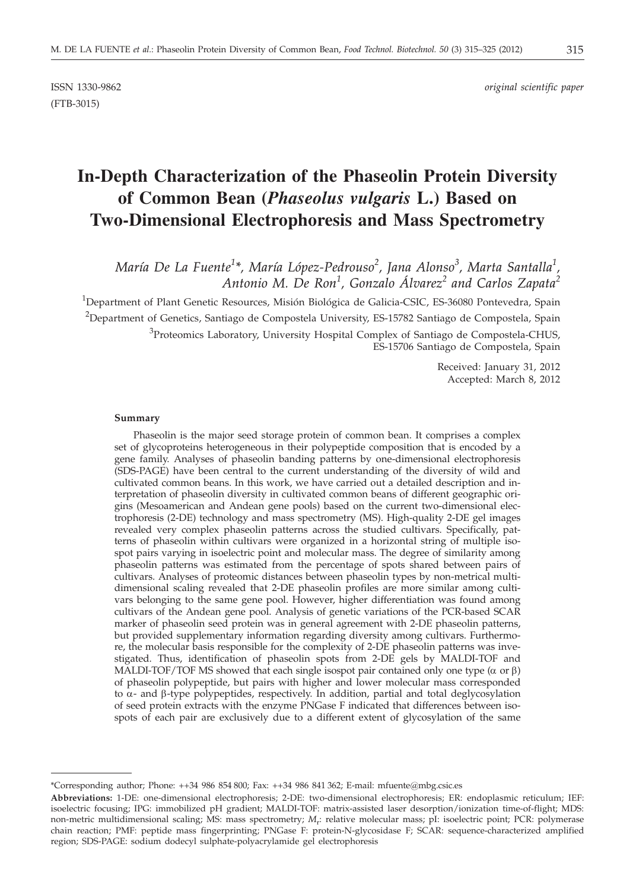ISSN 1330-9862 *original scientific paper*

(FTB-3015)

# In-Depth Characterization of the Phaseolin Protein Diversity of Common Bean (*Phaseolus vulgaris* L.) Based on Two-Dimensional Electrophoresis and Mass Spectrometry

*María De La Fuente[1]\*, María López-Pedrouso[2], Jana Alonso[3], Marta Santalla[1], Antonio M. De Ron[1], Gonzalo Álvarez[2] and Carlos Zapata[2]*

[1]Department of Plant Genetic Resources, Misión Biológica de Galicia-CSIC, ES-36080 Pontevedra, Spain

[2]Department of Genetics, Santiago de Compostela University, ES-15782 Santiago de Compostela, Spain

[3]Proteomics Laboratory, University Hospital Complex of Santiago de Compostela-CHUS, ES-15706 Santiago de Compostela, Spain

Received: January 31, 2012
Accepted: March 8, 2012

### Summary

Phaseolin is the major seed storage protein of common bean. It comprises a complex set of glycoproteins heterogeneous in their polypeptide composition that is encoded by a gene family. Analyses of phaseolin banding patterns by one-dimensional electrophoresis (SDS-PAGE) have been central to the current understanding of the diversity of wild and cultivated common beans. In this work, we have carried out a detailed description and interpretation of phaseolin diversity in cultivated common beans of different geographic origins (Mesoamerican and Andean gene pools) based on the current two-dimensional electrophoresis (2-DE) technology and mass spectrometry (MS). High-quality 2-DE gel images revealed very complex phaseolin patterns across the studied cultivars. Specifically, patterns of phaseolin within cultivars were organized in a horizontal string of multiple isospot pairs varying in isoelectric point and molecular mass. The degree of similarity among phaseolin patterns was estimated from the percentage of spots shared between pairs of cultivars. Analyses of proteomic distances between phaseolin types by non-metrical multidimensional scaling revealed that 2-DE phaseolin profiles are more similar among cultivars belonging to the same gene pool. However, higher differentiation was found among cultivars of the Andean gene pool. Analysis of genetic variations of the PCR-based SCAR marker of phaseolin seed protein was in general agreement with 2-DE phaseolin patterns, but provided supplementary information regarding diversity among cultivars. Furthermore, the molecular basis responsible for the complexity of 2-DE phaseolin patterns was investigated. Thus, identification of phaseolin spots from 2-DE gels by MALDI-TOF and MALDI-TOF/TOF MS showed that each single isospot pair contained only one type (α or β) of phaseolin polypeptide, but pairs with higher and lower molecular mass corresponded to α- and β-type polypeptides, respectively. In addition, partial and total deglycosylation of seed protein extracts with the enzyme PNGase F indicated that differences between isospots of each pair are exclusively due to a different extent of glycosylation of the same

---

\*Corresponding author; Phone: ++34 986 854 800; Fax: ++34 986 841 362; E-mail: mfuente@mbg.csic.es

**Abbreviations:** 1-DE: one-dimensional electrophoresis; 2-DE: two-dimensional electrophoresis; ER: endoplasmic reticulum; IEF: isoelectric focusing; IPG: immobilized pH gradient; MALDI-TOF: matrix-assisted laser desorption/ionization time-of-flight; MDS: non-metric multidimensional scaling; MS: mass spectrometry; $M_r$: relative molecular mass; pI: isoelectric point; PCR: polymerase chain reaction; PMF: peptide mass fingerprinting; PNGase F: protein-N-glycosidase F; SCAR: sequence-characterized amplified region; SDS-PAGE: sodium dodecyl sulphate-polyacrylamide gel electrophoresis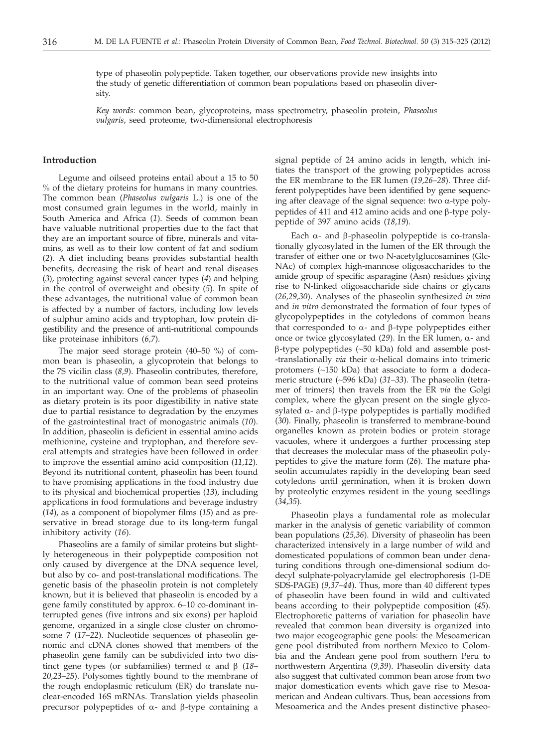type of phaseolin polypeptide. Taken together, our observations provide new insights into the study of genetic differentiation of common bean populations based on phaseolin diversity.

*Key words*: common bean, glycoproteins, mass spectrometry, phaseolin protein, *Phaseolus vulgaris*, seed proteome, two-dimensional electrophoresis

## Introduction

Legume and oilseed proteins entail about a 15 to 50 % of the dietary proteins for humans in many countries. The common bean (*Phaseolus vulgaris* L.) is one of the most consumed grain legumes in the world, mainly in South America and Africa (*1*). Seeds of common bean have valuable nutritional properties due to the fact that they are an important source of fibre, minerals and vitamins, as well as to their low content of fat and sodium (*2*). A diet including beans provides substantial health benefits, decreasing the risk of heart and renal diseases (*3*), protecting against several cancer types (*4*) and helping in the control of overweight and obesity (*5*). In spite of these advantages, the nutritional value of common bean is affected by a number of factors, including low levels of sulphur amino acids and tryptophan, low protein digestibility and the presence of anti-nutritional compounds like proteinase inhibitors (*6,7*).

The major seed storage protein (40–50 %) of common bean is phaseolin, a glycoprotein that belongs to the 7S vicilin class (*8,9*). Phaseolin contributes, therefore, to the nutritional value of common bean seed proteins in an important way. One of the problems of phaseolin as dietary protein is its poor digestibility in native state due to partial resistance to degradation by the enzymes of the gastrointestinal tract of monogastric animals (*10*). In addition, phaseolin is deficient in essential amino acids methionine, cysteine and tryptophan, and therefore several attempts and strategies have been followed in order to improve the essential amino acid composition (*11,12*). Beyond its nutritional content, phaseolin has been found to have promising applications in the food industry due to its physical and biochemical properties (*13*), including applications in food formulations and beverage industry (*14*), as a component of biopolymer films (*15*) and as preservative in bread storage due to its long-term fungal inhibitory activity (*16*).

Phaseolins are a family of similar proteins but slightly heterogeneous in their polypeptide composition not only caused by divergence at the DNA sequence level, but also by co- and post-translational modifications. The genetic basis of the phaseolin protein is not completely known, but it is believed that phaseolin is encoded by a gene family constituted by approx. 6–10 co-dominant uninterrupted genes (five introns and six exons) per haploid genome, organized in a single close cluster on chromosome 7 (*17–22*). Nucleotide sequences of phaseolin genomic and cDNA clones showed that members of the phaseolin gene family can be subdivided into two distinct gene types (or subfamilies) termed α and β (*18–20,23–25*). Polysomes tightly bound to the membrane of the rough endoplasmic reticulum (ER) do translate nuclear-encoded 16S mRNAs. Translation yields phaseolin precursor polypeptides of α- and β-type containing a signal peptide of 24 amino acids in length, which initiates the transport of the growing polypeptides across the ER membrane to the ER lumen (*19,26–28*). Three different polypeptides have been identified by gene sequencing after cleavage of the signal sequence: two α-type polypeptides of 411 and 412 amino acids and one β-type polypeptide of 397 amino acids (*18,19*).

Each α- and β-phaseolin polypeptide is co-translationally glycosylated in the lumen of the ER through the transfer of either one or two N-acetylglucosamines (GlcNAc) of complex high-mannose oligosaccharides to the amide group of specific asparagine (Asn) residues giving rise to N-linked oligosaccharide side chains or glycans (*26,29,30*). Analyses of the phaseolin synthesized *in vivo* and *in vitro* demonstrated the formation of four types of glycopolypeptides in the cotyledons of common beans that corresponded to α- and β-type polypeptides either once or twice glycosylated (*29*). In the ER lumen, α- and β-type polypeptides (~50 kDa) fold and assemble post-translationally *via* their α-helical domains into trimeric protomers (~150 kDa) that associate to form a dodecameric structure (~596 kDa) (*31–33*). The phaseolin (tetramer of trimers) then travels from the ER *via* the Golgi complex, where the glycan present on the single glycosylated α- and β-type polypeptides is partially modified (*30*). Finally, phaseolin is transferred to membrane-bound organelles known as protein bodies or protein storage vacuoles, where it undergoes a further processing step that decreases the molecular mass of the phaseolin polypeptides to give the mature form (*26*). The mature phaseolin accumulates rapidly in the developing bean seed cotyledons until germination, when it is broken down by proteolytic enzymes resident in the young seedlings (*34,35*).

Phaseolin plays a fundamental role as molecular marker in the analysis of genetic variability of common bean populations (*25,36*). Diversity of phaseolin has been characterized intensively in a large number of wild and domesticated populations of common bean under denaturing conditions through one-dimensional sodium dodecyl sulphate-polyacrylamide gel electrophoresis (1-DE SDS-PAGE) (*9,37–44*). Thus, more than 40 different types of phaseolin have been found in wild and cultivated beans according to their polypeptide composition (*45*). Electrophoretic patterns of variation for phaseolin have revealed that common bean diversity is organized into two major ecogeographic gene pools: the Mesoamerican gene pool distributed from northern Mexico to Colombia and the Andean gene pool from southern Peru to northwestern Argentina (*9,39*). Phaseolin diversity data also suggest that cultivated common bean arose from two major domestication events which gave rise to Mesoamerican and Andean cultivars. Thus, bean accessions from Mesoamerica and the Andes present distinctive phaseo-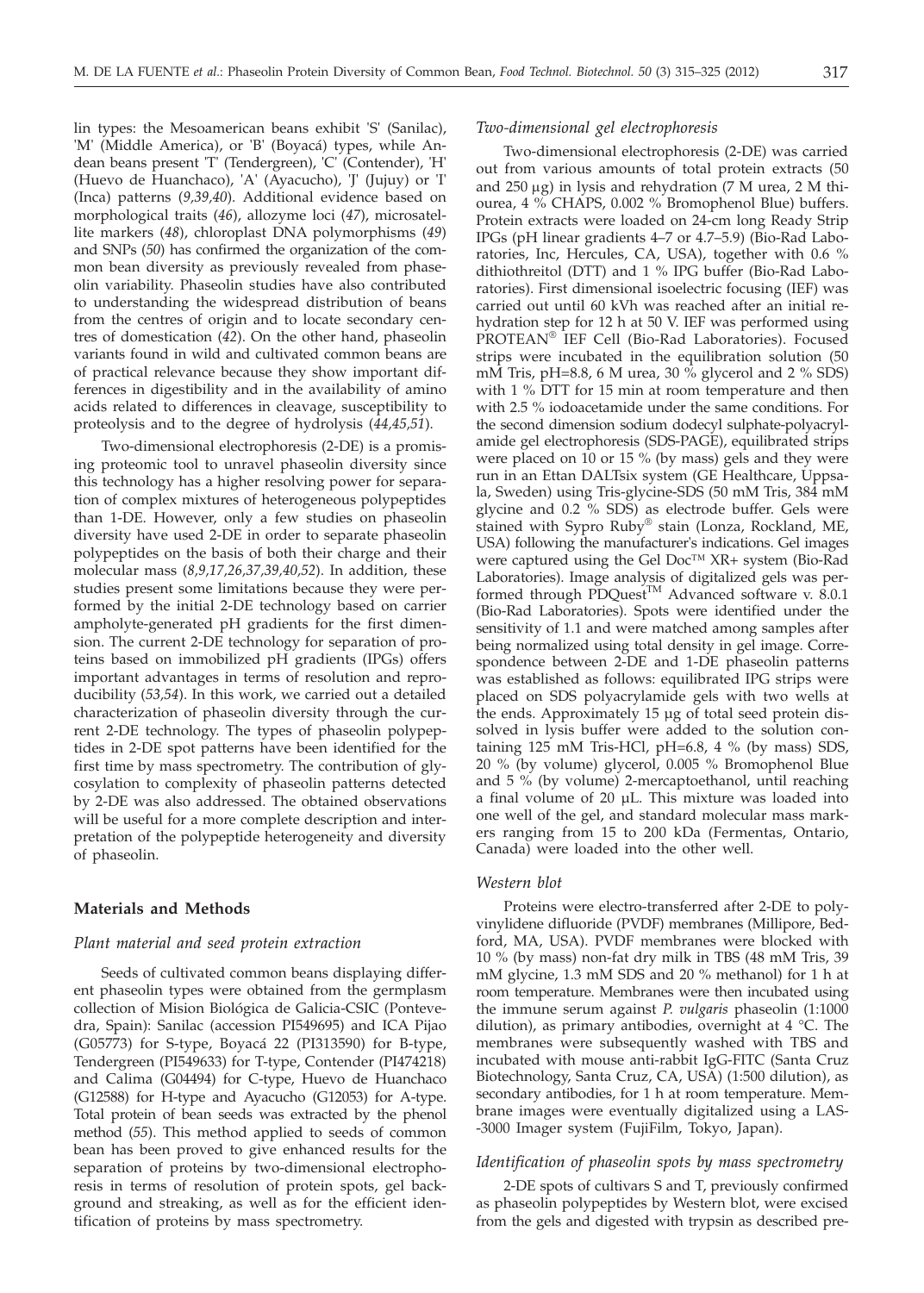lin types: the Mesoamerican beans exhibit 'S' (Sanilac), 'M' (Middle America), or 'B' (Boyacá) types, while Andean beans present 'T' (Tendergreen), 'C' (Contender), 'H' (Huevo de Huanchaco), 'A' (Ayacucho), 'J' (Jujuy) or 'I' (Inca) patterns (*9,39,40*). Additional evidence based on morphological traits (*46*), allozyme loci (*47*), microsatellite markers (*48*), chloroplast DNA polymorphisms (*49*) and SNPs (*50*) has confirmed the organization of the common bean diversity as previously revealed from phaseolin variability. Phaseolin studies have also contributed to understanding the widespread distribution of beans from the centres of origin and to locate secondary centres of domestication (*42*). On the other hand, phaseolin variants found in wild and cultivated common beans are of practical relevance because they show important differences in digestibility and in the availability of amino acids related to differences in cleavage, susceptibility to proteolysis and to the degree of hydrolysis (*44,45,51*).

Two-dimensional electrophoresis (2-DE) is a promising proteomic tool to unravel phaseolin diversity since this technology has a higher resolving power for separation of complex mixtures of heterogeneous polypeptides than 1-DE. However, only a few studies on phaseolin diversity have used 2-DE in order to separate phaseolin polypeptides on the basis of both their charge and their molecular mass (*8,9,17,26,37,39,40,52*). In addition, these studies present some limitations because they were performed by the initial 2-DE technology based on carrier ampholyte-generated pH gradients for the first dimension. The current 2-DE technology for separation of proteins based on immobilized pH gradients (IPGs) offers important advantages in terms of resolution and reproducibility (*53,54*). In this work, we carried out a detailed characterization of phaseolin diversity through the current 2-DE technology. The types of phaseolin polypeptides in 2-DE spot patterns have been identified for the first time by mass spectrometry. The contribution of glycosylation to complexity of phaseolin patterns detected by 2-DE was also addressed. The obtained observations will be useful for a more complete description and interpretation of the polypeptide heterogeneity and diversity of phaseolin.

## Materials and Methods

### *Plant material and seed protein extraction*

Seeds of cultivated common beans displaying different phaseolin types were obtained from the germplasm collection of Mision Biológica de Galicia-CSIC (Pontevedra, Spain): Sanilac (accession PI549695) and ICA Pijao (G05773) for S-type, Boyacá 22 (PI313590) for B-type, Tendergreen (PI549633) for T-type, Contender (PI474218) and Calima (G04494) for C-type, Huevo de Huanchaco (G12588) for H-type and Ayacucho (G12053) for A-type. Total protein of bean seeds was extracted by the phenol method (*55*). This method applied to seeds of common bean has been proved to give enhanced results for the separation of proteins by two-dimensional electrophoresis in terms of resolution of protein spots, gel background and streaking, as well as for the efficient identification of proteins by mass spectrometry.

### *Two-dimensional gel electrophoresis*

Two-dimensional electrophoresis (2-DE) was carried out from various amounts of total protein extracts (50 and 250 μg) in lysis and rehydration (7 M urea, 2 M thiourea, 4 % CHAPS, 0.002 % Bromophenol Blue) buffers. Protein extracts were loaded on 24-cm long Ready Strip IPGs (pH linear gradients 4–7 or 4.7–5.9) (Bio-Rad Laboratories, Inc, Hercules, CA, USA), together with 0.6 % dithiothreitol (DTT) and 1 % IPG buffer (Bio-Rad Laboratories). First dimensional isoelectric focusing (IEF) was carried out until 60 kVh was reached after an initial rehydration step for 12 h at 50 V. IEF was performed using PROTEAN® IEF Cell (Bio-Rad Laboratories). Focused strips were incubated in the equilibration solution (50 mM Tris, pH=8.8, 6 M urea, 30 % glycerol and 2 % SDS) with 1 % DTT for 15 min at room temperature and then with 2.5 % iodoacetamide under the same conditions. For the second dimension sodium dodecyl sulphate-polyacrylamide gel electrophoresis (SDS-PAGE), equilibrated strips were placed on 10 or 15 % (by mass) gels and they were run in an Ettan DALTsix system (GE Healthcare, Uppsala, Sweden) using Tris-glycine-SDS (50 mM Tris, 384 mM glycine and 0.2 % SDS) as electrode buffer. Gels were stained with Sypro Ruby® stain (Lonza, Rockland, ME, USA) following the manufacturer's indications. Gel images were captured using the Gel Doc™ XR+ system (Bio-Rad Laboratories). Image analysis of digitalized gels was performed through PDQuest™ Advanced software v. 8.0.1 (Bio-Rad Laboratories). Spots were identified under the sensitivity of 1.1 and were matched among samples after being normalized using total density in gel image. Correspondence between 2-DE and 1-DE phaseolin patterns was established as follows: equilibrated IPG strips were placed on SDS polyacrylamide gels with two wells at the ends. Approximately 15 μg of total seed protein dissolved in lysis buffer were added to the solution containing 125 mM Tris-HCl, pH=6.8, 4 % (by mass) SDS, 20 % (by volume) glycerol, 0.005 % Bromophenol Blue and 5 % (by volume) 2-mercaptoethanol, until reaching a final volume of 20 μL. This mixture was loaded into one well of the gel, and standard molecular mass markers ranging from 15 to 200 kDa (Fermentas, Ontario, Canada) were loaded into the other well.

### *Western blot*

Proteins were electro-transferred after 2-DE to polyvinylidene difluoride (PVDF) membranes (Millipore, Bedford, MA, USA). PVDF membranes were blocked with 10 % (by mass) non-fat dry milk in TBS (48 mM Tris, 39 mM glycine, 1.3 mM SDS and 20 % methanol) for 1 h at room temperature. Membranes were then incubated using the immune serum against *P. vulgaris* phaseolin (1:1000 dilution), as primary antibodies, overnight at 4 °C. The membranes were subsequently washed with TBS and incubated with mouse anti-rabbit IgG-FITC (Santa Cruz Biotechnology, Santa Cruz, CA, USA) (1:500 dilution), as secondary antibodies, for 1 h at room temperature. Membrane images were eventually digitalized using a LAS-3000 Imager system (FujiFilm, Tokyo, Japan).

### *Identification of phaseolin spots by mass spectrometry*

2-DE spots of cultivars S and T, previously confirmed as phaseolin polypeptides by Western blot, were excised from the gels and digested with trypsin as described pre-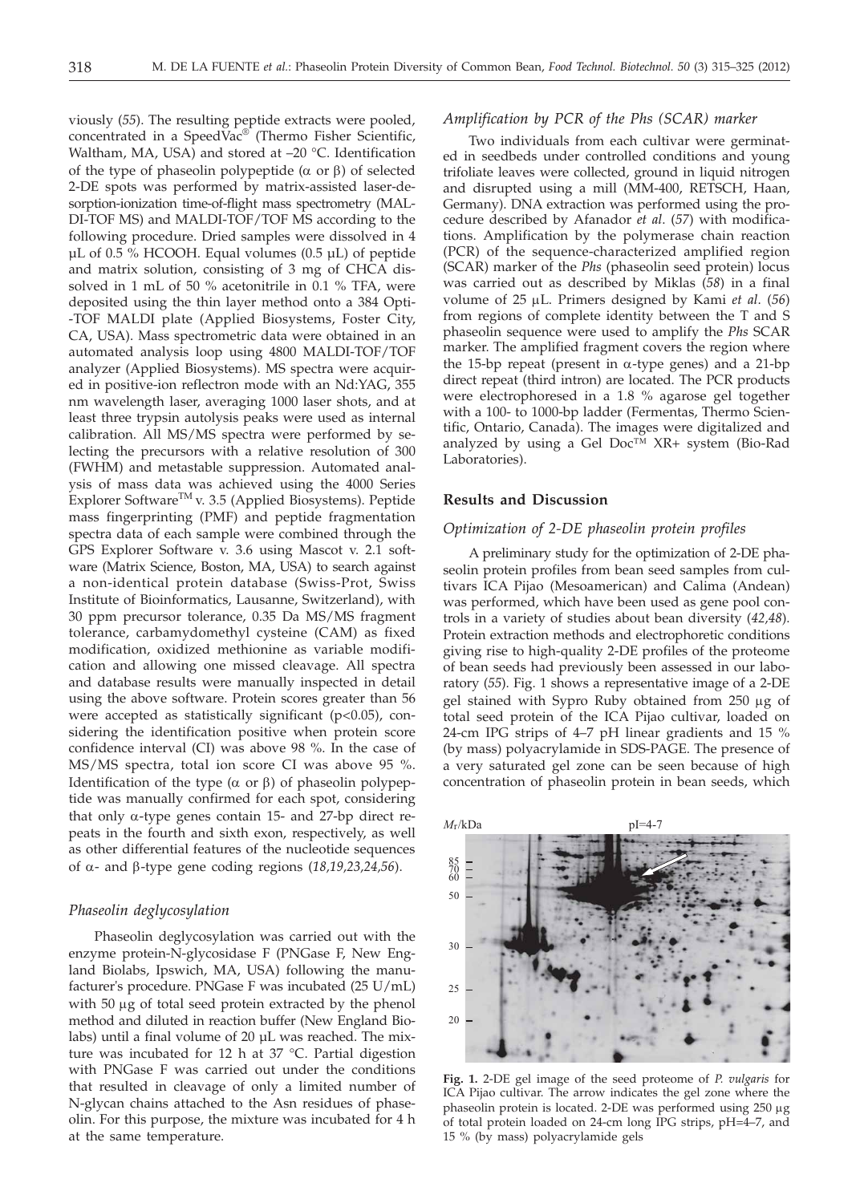viously (*55*). The resulting peptide extracts were pooled, concentrated in a SpeedVac® (Thermo Fisher Scientific, Waltham, MA, USA) and stored at –20 °C. Identification of the type of phaseolin polypeptide (α or β) of selected 2-DE spots was performed by matrix-assisted laser-desorption-ionization time-of-flight mass spectrometry (MALDI-TOF MS) and MALDI-TOF/TOF MS according to the following procedure. Dried samples were dissolved in 4 μL of 0.5 % HCOOH. Equal volumes (0.5 μL) of peptide and matrix solution, consisting of 3 mg of CHCA dissolved in 1 mL of 50 % acetonitrile in 0.1 % TFA, were deposited using the thin layer method onto a 384 Opti-TOF MALDI plate (Applied Biosystems, Foster City, CA, USA). Mass spectrometric data were obtained in an automated analysis loop using 4800 MALDI-TOF/TOF analyzer (Applied Biosystems). MS spectra were acquired in positive-ion reflectron mode with an Nd:YAG, 355 nm wavelength laser, averaging 1000 laser shots, and at least three trypsin autolysis peaks were used as internal calibration. All MS/MS spectra were performed by selecting the precursors with a relative resolution of 300 (FWHM) and metastable suppression. Automated analysis of mass data was achieved using the 4000 Series Explorer Software™ v. 3.5 (Applied Biosystems). Peptide mass fingerprinting (PMF) and peptide fragmentation spectra data of each sample were combined through the GPS Explorer Software v. 3.6 using Mascot v. 2.1 software (Matrix Science, Boston, MA, USA) to search against a non-identical protein database (Swiss-Prot, Swiss Institute of Bioinformatics, Lausanne, Switzerland), with 30 ppm precursor tolerance, 0.35 Da MS/MS fragment tolerance, carbamydomethyl cysteine (CAM) as fixed modification, oxidized methionine as variable modification and allowing one missed cleavage. All spectra and database results were manually inspected in detail using the above software. Protein scores greater than 56 were accepted as statistically significant ($p<0.05$), considering the identification positive when protein score confidence interval (CI) was above 98 %. In the case of MS/MS spectra, total ion score CI was above 95 %. Identification of the type (α or β) of phaseolin polypeptide was manually confirmed for each spot, considering that only α-type genes contain 15- and 27-bp direct repeats in the fourth and sixth exon, respectively, as well as other differential features of the nucleotide sequences of α- and β-type gene coding regions (*18,19,23,24,56*).

### *Phaseolin deglycosylation*

Phaseolin deglycosylation was carried out with the enzyme protein-N-glycosidase F (PNGase F, New England Biolabs, Ipswich, MA, USA) following the manufacturer's procedure. PNGase F was incubated (25 U/mL) with 50 μg of total seed protein extracted by the phenol method and diluted in reaction buffer (New England Biolabs) until a final volume of 20 μL was reached. The mixture was incubated for 12 h at 37 °C. Partial digestion with PNGase F was carried out under the conditions that resulted in cleavage of only a limited number of N-glycan chains attached to the Asn residues of phaseolin. For this purpose, the mixture was incubated for 4 h at the same temperature.

### *Amplification by PCR of the Phs (SCAR) marker*

Two individuals from each cultivar were germinated in seedbeds under controlled conditions and young trifoliate leaves were collected, ground in liquid nitrogen and disrupted using a mill (MM-400, RETSCH, Haan, Germany). DNA extraction was performed using the procedure described by Afanador *et al.* (*57*) with modifications. Amplification by the polymerase chain reaction (PCR) of the sequence-characterized amplified region (SCAR) marker of the *Phs* (phaseolin seed protein) locus was carried out as described by Miklas (*58*) in a final volume of 25 μL. Primers designed by Kami *et al.* (*56*) from regions of complete identity between the T and S phaseolin sequence were used to amplify the *Phs* SCAR marker. The amplified fragment covers the region where the 15-bp repeat (present in α-type genes) and a 21-bp direct repeat (third intron) are located. The PCR products were electrophoresed in a 1.8 % agarose gel together with a 100- to 1000-bp ladder (Fermentas, Thermo Scientific, Ontario, Canada). The images were digitalized and analyzed by using a Gel Doc™ XR+ system (Bio-Rad Laboratories).

## **Results and Discussion**

### *Optimization of 2-DE phaseolin protein profiles*

A preliminary study for the optimization of 2-DE phaseolin protein profiles from bean seed samples from cultivars ICA Pijao (Mesoamerican) and Calima (Andean) was performed, which have been used as gene pool controls in a variety of studies about bean diversity (*42,48*). Protein extraction methods and electrophoretic conditions giving rise to high-quality 2-DE profiles of the proteome of bean seeds had previously been assessed in our laboratory (*55*). Fig. 1 shows a representative image of a 2-DE gel stained with Sypro Ruby obtained from 250 μg of total seed protein of the ICA Pijao cultivar, loaded on 24-cm IPG strips of 4–7 pH linear gradients and 15 % (by mass) polyacrylamide in SDS-PAGE. The presence of a very saturated gel zone can be seen because of high concentration of phaseolin protein in bean seeds, which

**Fig. 1.** 2-DE gel image of the seed proteome of *P. vulgaris* for ICA Pijao cultivar. The arrow indicates the gel zone where the phaseolin protein is located. 2-DE was performed using 250 μg of total protein loaded on 24-cm long IPG strips, pH=4–7, and 15 % (by mass) polyacrylamide gels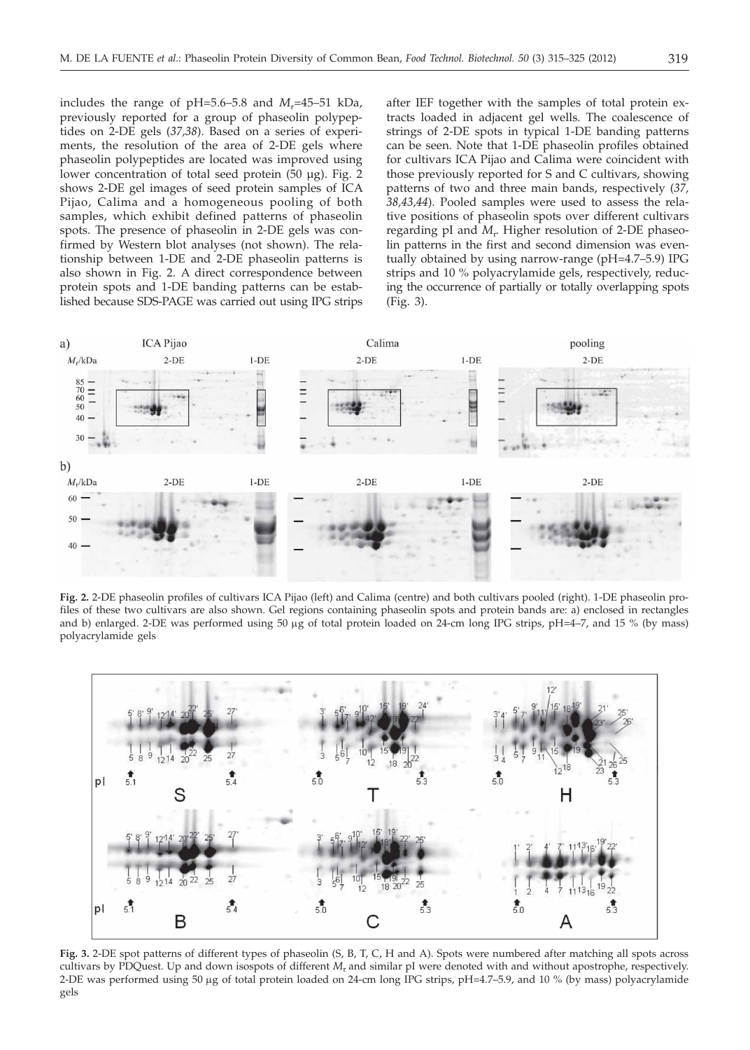includes the range of pH=5.6–5.8 and $M_r$=45–51 kDa, previously reported for a group of phaseolin polypeptides on 2-DE gels (*37,38*). Based on a series of experiments, the resolution of the area of 2-DE gels where phaseolin polypeptides are located was improved using lower concentration of total seed protein (50 μg). Fig. 2 shows 2-DE gel images of seed protein samples of ICA Pijao, Calima and a homogeneous pooling of both samples, which exhibit defined patterns of phaseolin spots. The presence of phaseolin in 2-DE gels was confirmed by Western blot analyses (not shown). The relationship between 1-DE and 2-DE phaseolin patterns is also shown in Fig. 2. A direct correspondence between protein spots and 1-DE banding patterns can be established because SDS-PAGE was carried out using IPG strips after IEF together with the samples of total protein extracts loaded in adjacent gel wells. The coalescence of strings of 2-DE spots in typical 1-DE banding patterns can be seen. Note that 1-DE phaseolin profiles obtained for cultivars ICA Pijao and Calima were coincident with those previously reported for S and C cultivars, showing patterns of two and three main bands, respectively (*37, 38,43,44*). Pooled samples were used to assess the relative positions of phaseolin spots over different cultivars regarding pI and $M_r$. Higher resolution of 2-DE phaseolin patterns in the first and second dimension was eventually obtained by using narrow-range (pH=4.7–5.9) IPG strips and 10 % polyacrylamide gels, respectively, reducing the occurrence of partially or totally overlapping spots (Fig. 3).

**Fig. 2.** 2-DE phaseolin profiles of cultivars ICA Pijao (left) and Calima (centre) and both cultivars pooled (right). 1-DE phaseolin profiles of these two cultivars are also shown. Gel regions containing phaseolin spots and protein bands are: a) enclosed in rectangles and b) enlarged. 2-DE was performed using 50 μg of total protein loaded on 24-cm long IPG strips, pH=4–7, and 15 % (by mass) polyacrylamide gels

**Fig. 3.** 2-DE spot patterns of different types of phaseolin (S, B, T, C, H and A). Spots were numbered after matching all spots across cultivars by PDQuest. Up and down isospots of different $M_r$ and similar pI were denoted with and without apostrophe, respectively. 2-DE was performed using 50 μg of total protein loaded on 24-cm long IPG strips, pH=4.7–5.9, and 10 % (by mass) polyacrylamide gels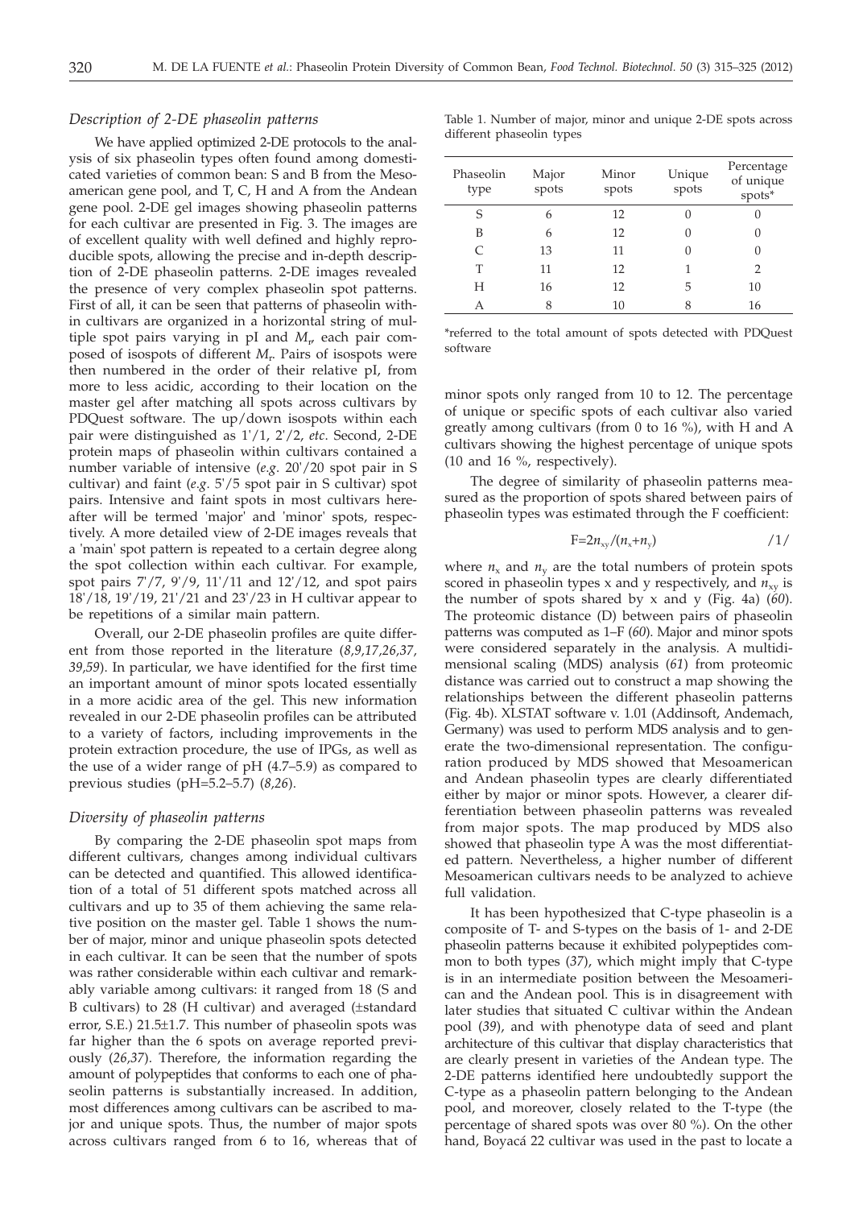### *Description of 2-DE phaseolin patterns*

We have applied optimized 2-DE protocols to the analysis of six phaseolin types often found among domesticated varieties of common bean: S and B from the Mesoamerican gene pool, and T, C, H and A from the Andean gene pool. 2-DE gel images showing phaseolin patterns for each cultivar are presented in Fig. 3. The images are of excellent quality with well defined and highly reproducible spots, allowing the precise and in-depth description of 2-DE phaseolin patterns. 2-DE images revealed the presence of very complex phaseolin spot patterns. First of all, it can be seen that patterns of phaseolin within cultivars are organized in a horizontal string of multiple spot pairs varying in pI and $M_r$, each pair composed of isospots of different $M_r$. Pairs of isospots were then numbered in the order of their relative pI, from more to less acidic, according to their location on the master gel after matching all spots across cultivars by PDQuest software. The up/down isospots within each pair were distinguished as 1'/1, 2'/2, *etc*. Second, 2-DE protein maps of phaseolin within cultivars contained a number variable of intensive (*e.g*. 20'/20 spot pair in S cultivar) and faint (*e.g*. 5'/5 spot pair in S cultivar) spot pairs. Intensive and faint spots in most cultivars hereafter will be termed 'major' and 'minor' spots, respectively. A more detailed view of 2-DE images reveals that a 'main' spot pattern is repeated to a certain degree along the spot collection within each cultivar. For example, spot pairs 7'/7, 9'/9, 11'/11 and 12'/12, and spot pairs 18'/18, 19'/19, 21'/21 and 23'/23 in H cultivar appear to be repetitions of a similar main pattern.

Overall, our 2-DE phaseolin profiles are quite different from those reported in the literature (*8,9,17,26,37, 39,59*). In particular, we have identified for the first time an important amount of minor spots located essentially in a more acidic area of the gel. This new information revealed in our 2-DE phaseolin profiles can be attributed to a variety of factors, including improvements in the protein extraction procedure, the use of IPGs, as well as the use of a wider range of pH (4.7–5.9) as compared to previous studies (pH=5.2–5.7) (*8,26*).

### *Diversity of phaseolin patterns*

By comparing the 2-DE phaseolin spot maps from different cultivars, changes among individual cultivars can be detected and quantified. This allowed identification of a total of 51 different spots matched across all cultivars and up to 35 of them achieving the same relative position on the master gel. Table 1 shows the number of major, minor and unique phaseolin spots detected in each cultivar. It can be seen that the number of spots was rather considerable within each cultivar and remarkably variable among cultivars: it ranged from 18 (S and B cultivars) to 28 (H cultivar) and averaged (±standard error, S.E.) 21.5±1.7. This number of phaseolin spots was far higher than the 6 spots on average reported previously (*26,37*). Therefore, the information regarding the amount of polypeptides that conforms to each one of phaseolin patterns is substantially increased. In addition, most differences among cultivars can be ascribed to major and unique spots. Thus, the number of major spots across cultivars ranged from 6 to 16, whereas that of minor spots only ranged from 10 to 12. The percentage of unique or specific spots of each cultivar also varied greatly among cultivars (from 0 to 16 %), with H and A cultivars showing the highest percentage of unique spots (10 and 16 %, respectively).

Table 1. Number of major, minor and unique 2-DE spots across different phaseolin types

| Phaseolin type | Major spots | Minor spots | Unique spots | Percentage of unique spots* |
|---|---|---|---|---|
| S | 6 | 12 | 0 | 0 |
| B | 6 | 12 | 0 | 0 |
| C | 13 | 11 | 0 | 0 |
| T | 11 | 12 | 1 | 2 |
| H | 16 | 12 | 5 | 10 |
| A | 8 | 10 | 8 | 16 |

*referred to the total amount of spots detected with PDQuest software

The degree of similarity of phaseolin patterns measured as the proportion of spots shared between pairs of phaseolin types was estimated through the F coefficient:

$$F=2n_{xy}/(n_x+n_y) \qquad /1/$$

where $n_x$ and $n_y$ are the total numbers of protein spots scored in phaseolin types x and y respectively, and $n_{xy}$ is the number of spots shared by x and y (Fig. 4a) (*60*). The proteomic distance (D) between pairs of phaseolin patterns was computed as 1–F (*60*). Major and minor spots were considered separately in the analysis. A multidimensional scaling (MDS) analysis (*61*) from proteomic distance was carried out to construct a map showing the relationships between the different phaseolin patterns (Fig. 4b). XLSTAT software v. 1.01 (Addinsoft, Andemach, Germany) was used to perform MDS analysis and to generate the two-dimensional representation. The configuration produced by MDS showed that Mesoamerican and Andean phaseolin types are clearly differentiated either by major or minor spots. However, a clearer differentiation between phaseolin patterns was revealed from major spots. The map produced by MDS also showed that phaseolin type A was the most differentiated pattern. Nevertheless, a higher number of different Mesoamerican cultivars needs to be analyzed to achieve full validation.

It has been hypothesized that C-type phaseolin is a composite of T- and S-types on the basis of 1- and 2-DE phaseolin patterns because it exhibited polypeptides common to both types (*37*), which might imply that C-type is in an intermediate position between the Mesoamerican and the Andean pool. This is in disagreement with later studies that situated C cultivar within the Andean pool (*39*), and with phenotype data of seed and plant architecture of this cultivar that display characteristics that are clearly present in varieties of the Andean type. The 2-DE patterns identified here undoubtedly support the C-type as a phaseolin pattern belonging to the Andean pool, and moreover, closely related to the T-type (the percentage of shared spots was over 80 %). On the other hand, Boyacá 22 cultivar was used in the past to locate a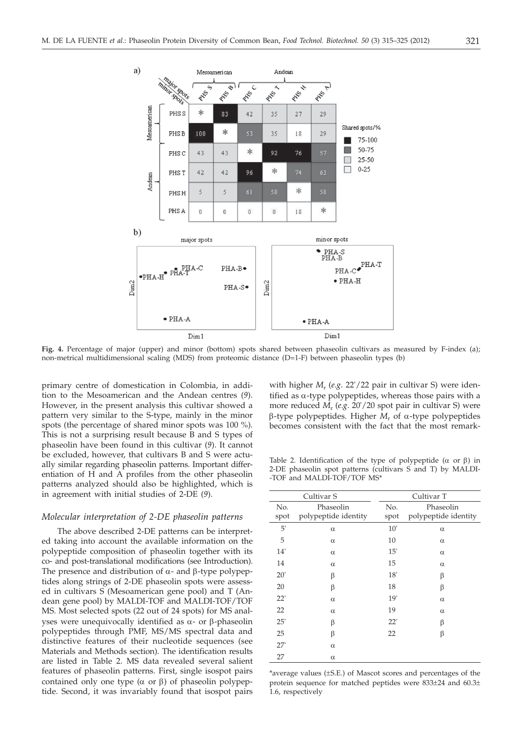**Fig. 4.** Percentage of major (upper) and minor (bottom) spots shared between phaseolin cultivars as measured by F-index (a); non-metrical multidimensional scaling (MDS) from proteomic distance (D=1-F) between phaseolin types (b)

primary centre of domestication in Colombia, in addition to the Mesoamerican and the Andean centres (*9*). However, in the present analysis this cultivar showed a pattern very similar to the S-type, mainly in the minor spots (the percentage of shared minor spots was 100 %). This is not a surprising result because B and S types of phaseolin have been found in this cultivar (*9*). It cannot be excluded, however, that cultivars B and S were actually similar regarding phaseolin patterns. Important differentiation of H and A profiles from the other phaseolin patterns analyzed should also be highlighted, which is in agreement with initial studies of 2-DE (*9*).

### *Molecular interpretation of 2-DE phaseolin patterns*

The above described 2-DE patterns can be interpreted taking into account the available information on the polypeptide composition of phaseolin together with its co- and post-translational modifications (see Introduction). The presence and distribution of α- and β-type polypeptides along strings of 2-DE phaseolin spots were assessed in cultivars S (Mesoamerican gene pool) and T (Andean gene pool) by MALDI-TOF and MALDI-TOF/TOF MS. Most selected spots (22 out of 24 spots) for MS analyses were unequivocally identified as α- or β-phaseolin polypeptides through PMF, MS/MS spectral data and distinctive features of their nucleotide sequences (see Materials and Methods section). The identification results are listed in Table 2. MS data revealed several salient features of phaseolin patterns. First, single isospot pairs contained only one type (α or β) of phaseolin polypeptide. Second, it was invariably found that isospot pairs with higher $M_r$ (*e.g.* 22'/22 pair in cultivar S) were identified as α-type polypeptides, whereas those pairs with a more reduced $M_r$ (*e.g.* 20'/20 spot pair in cultivar S) were β-type polypeptides. Higher $M_r$ of α-type polypeptides becomes consistent with the fact that the most remark-

Table 2. Identification of the type of polypeptide (α or β) in 2-DE phaseolin spot patterns (cultivars S and T) by MALDI-TOF and MALDI-TOF/TOF MS*

| Cultivar S | | Cultivar T | |
|---|---|---|---|
| No. spot | Phaseolin polypeptide identity | No. spot | Phaseolin polypeptide identity |
| 5' | α | 10' | α |
| 5 | α | 10 | α |
| 14' | α | 15' | α |
| 14 | α | 15 | α |
| 20' | β | 18' | β |
| 20 | β | 18 | β |
| 22' | α | 19' | α |
| 22 | α | 19 | α |
| 25' | β | 22' | β |
| 25 | β | 22 | β |
| 27' | α | | |
| 27 | α | | |

*average values (±S.E.) of Mascot scores and percentages of the protein sequence for matched peptides were 833±24 and 60.3±1.6, respectively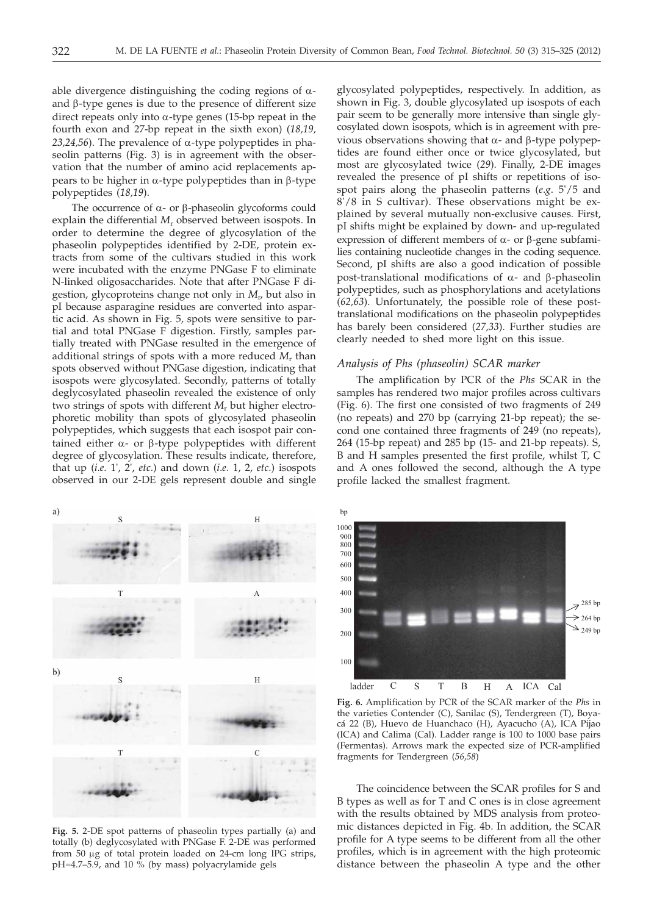able divergence distinguishing the coding regions of α- and β-type genes is due to the presence of different size direct repeats only into α-type genes (15-bp repeat in the fourth exon and 27-bp repeat in the sixth exon) (*18,19, 23,24,56*). The prevalence of α-type polypeptides in phaseolin patterns (Fig. 3) is in agreement with the observation that the number of amino acid replacements appears to be higher in α-type polypeptides than in β-type polypeptides (*18,19*).

The occurrence of α- or β-phaseolin glycoforms could explain the differential $M_r$ observed between isospots. In order to determine the degree of glycosylation of the phaseolin polypeptides identified by 2-DE, protein extracts from some of the cultivars studied in this work were incubated with the enzyme PNGase F to eliminate N-linked oligosaccharides. Note that after PNGase F digestion, glycoproteins change not only in $M_r$, but also in pI because asparagine residues are converted into aspartic acid. As shown in Fig. 5, spots were sensitive to partial and total PNGase F digestion. Firstly, samples partially treated with PNGase resulted in the emergence of additional strings of spots with a more reduced $M_r$ than spots observed without PNGase digestion, indicating that isospots were glycosylated. Secondly, patterns of totally deglycosylated phaseolin revealed the existence of only two strings of spots with different $M_r$ but higher electrophoretic mobility than spots of glycosylated phaseolin polypeptides, which suggests that each isospot pair contained either α- or β-type polypeptides with different degree of glycosylation. These results indicate, therefore, that up (*i.e.* 1', 2', *etc.*) and down (*i.e.* 1, 2, *etc.*) isospots observed in our 2-DE gels represent double and single glycosylated polypeptides, respectively. In addition, as shown in Fig. 3, double glycosylated up isospots of each pair seem to be generally more intensive than single glycosylated down isospots, which is in agreement with previous observations showing that α- and β-type polypeptides are found either once or twice glycosylated, but most are glycosylated twice (*29*). Finally, 2-DE images revealed the presence of pI shifts or repetitions of isospot pairs along the phaseolin patterns (*e.g.* 5'/5 and 8'/8 in S cultivar). These observations might be explained by several mutually non-exclusive causes. First, pI shifts might be explained by down- and up-regulated expression of different members of α- or β-gene subfamilies containing nucleotide changes in the coding sequence. Second, pI shifts are also a good indication of possible post-translational modifications of α- and β-phaseolin polypeptides, such as phosphorylations and acetylations (*62,63*). Unfortunately, the possible role of these post-translational modifications on the phaseolin polypeptides has barely been considered (*27,33*). Further studies are clearly needed to shed more light on this issue.

### *Analysis of Phs (phaseolin) SCAR marker*

The amplification by PCR of the *Phs* SCAR in the samples has rendered two major profiles across cultivars (Fig. 6). The first one consisted of two fragments of 249 (no repeats) and 270 bp (carrying 21-bp repeat); the second one contained three fragments of 249 (no repeats), 264 (15-bp repeat) and 285 bp (15- and 21-bp repeats). S, B and H samples presented the first profile, whilst T, C and A ones followed the second, although the A type profile lacked the smallest fragment.

**Fig. 5.** 2-DE spot patterns of phaseolin types partially (a) and totally (b) deglycosylated with PNGase F. 2-DE was performed from 50 μg of total protein loaded on 24-cm long IPG strips, pH=4.7–5.9, and 10 % (by mass) polyacrylamide gels

**Fig. 6.** Amplification by PCR of the SCAR marker of the *Phs* in the varieties Contender (C), Sanilac (S), Tendergreen (T), Boyacá 22 (B), Huevo de Huanchaco (H), Ayacucho (A), ICA Pijao (ICA) and Calima (Cal). Ladder range is 100 to 1000 base pairs (Fermentas). Arrows mark the expected size of PCR-amplified fragments for Tendergreen (*56,58*)

The coincidence between the SCAR profiles for S and B types as well as for T and C ones is in close agreement with the results obtained by MDS analysis from proteomic distances depicted in Fig. 4b. In addition, the SCAR profile for A type seems to be different from all the other profiles, which is in agreement with the high proteomic distance between the phaseolin A type and the other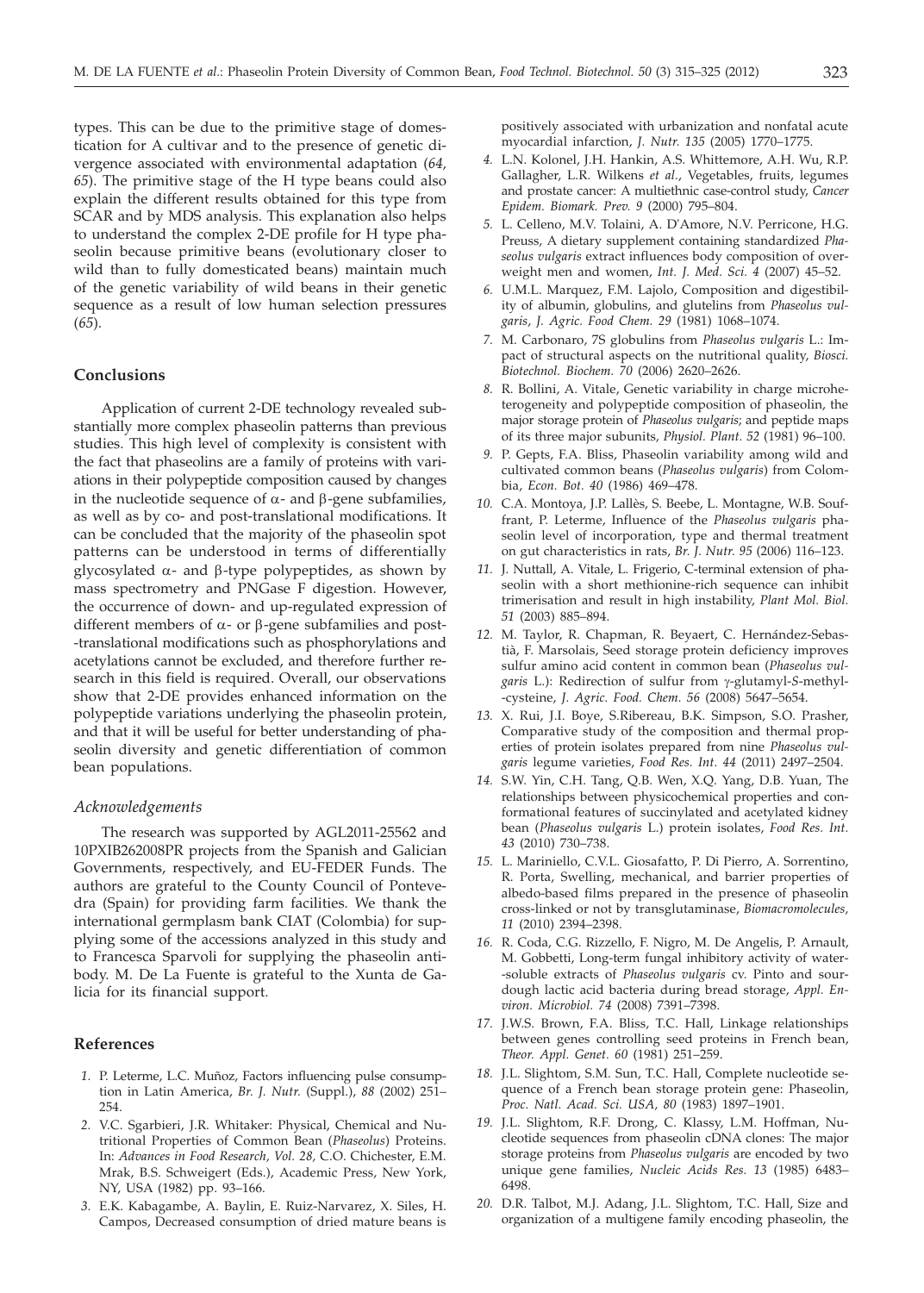types. This can be due to the primitive stage of domestication for A cultivar and to the presence of genetic divergence associated with environmental adaptation (*64, 65*). The primitive stage of the H type beans could also explain the different results obtained for this type from SCAR and by MDS analysis. This explanation also helps to understand the complex 2-DE profile for H type phaseolin because primitive beans (evolutionary closer to wild than to fully domesticated beans) maintain much of the genetic variability of wild beans in their genetic sequence as a result of low human selection pressures (*65*).

## Conclusions

Application of current 2-DE technology revealed substantially more complex phaseolin patterns than previous studies. This high level of complexity is consistent with the fact that phaseolins are a family of proteins with variations in their polypeptide composition caused by changes in the nucleotide sequence of α- and β-gene subfamilies, as well as by co- and post-translational modifications. It can be concluded that the majority of the phaseolin spot patterns can be understood in terms of differentially glycosylated α- and β-type polypeptides, as shown by mass spectrometry and PNGase F digestion. However, the occurrence of down- and up-regulated expression of different members of α- or β-gene subfamilies and post-translational modifications such as phosphorylations and acetylations cannot be excluded, and therefore further research in this field is required. Overall, our observations show that 2-DE provides enhanced information on the polypeptide variations underlying the phaseolin protein, and that it will be useful for better understanding of phaseolin diversity and genetic differentiation of common bean populations.

### *Acknowledgements*

The research was supported by AGL2011-25562 and 10PXIB262008PR projects from the Spanish and Galician Governments, respectively, and EU-FEDER Funds. The authors are grateful to the County Council of Pontevedra (Spain) for providing farm facilities. We thank the international germplasm bank CIAT (Colombia) for supplying some of the accessions analyzed in this study and to Francesca Sparvoli for supplying the phaseolin antibody. M. De La Fuente is grateful to the Xunta de Galicia for its financial support.

## References

1. P. Leterme, L.C. Muñoz, Factors influencing pulse consumption in Latin America, *Br. J. Nutr.* (Suppl.), *88* (2002) 251–254.
2. V.C. Sgarbieri, J.R. Whitaker: Physical, Chemical and Nutritional Properties of Common Bean (*Phaseolus*) Proteins. In: *Advances in Food Research, Vol. 28*, C.O. Chichester, E.M. Mrak, B.S. Schweigert (Eds.), Academic Press, New York, NY, USA (1982) pp. 93–166.
3. E.K. Kabagambe, A. Baylin, E. Ruiz-Narvarez, X. Siles, H. Campos, Decreased consumption of dried mature beans is positively associated with urbanization and nonfatal acute myocardial infarction, *J. Nutr. 135* (2005) 1770–1775.
4. L.N. Kolonel, J.H. Hankin, A.S. Whittemore, A.H. Wu, R.P. Gallagher, L.R. Wilkens *et al*., Vegetables, fruits, legumes and prostate cancer: A multiethnic case-control study, *Cancer Epidem. Biomark. Prev. 9* (2000) 795–804.
5. L. Celleno, M.V. Tolaini, A. D'Amore, N.V. Perricone, H.G. Preuss, A dietary supplement containing standardized *Phaseolus vulgaris* extract influences body composition of overweight men and women, *Int. J. Med. Sci. 4* (2007) 45–52.
6. U.M.L. Marquez, F.M. Lajolo, Composition and digestibility of albumin, globulins, and glutelins from *Phaseolus vulgaris*, *J. Agric. Food Chem. 29* (1981) 1068–1074.
7. M. Carbonaro, 7S globulins from *Phaseolus vulgaris* L.: Impact of structural aspects on the nutritional quality, *Biosci. Biotechnol. Biochem. 70* (2006) 2620–2626.
8. R. Bollini, A. Vitale, Genetic variability in charge microheterogeneity and polypeptide composition of phaseolin, the major storage protein of *Phaseolus vulgaris*; and peptide maps of its three major subunits, *Physiol. Plant. 52* (1981) 96–100.
9. P. Gepts, F.A. Bliss, Phaseolin variability among wild and cultivated common beans (*Phaseolus vulgaris*) from Colombia, *Econ. Bot. 40* (1986) 469–478.
10. C.A. Montoya, J.P. Lallès, S. Beebe, L. Montagne, W.B. Souffrant, P. Leterme, Influence of the *Phaseolus vulgaris* phaseolin level of incorporation, type and thermal treatment on gut characteristics in rats, *Br. J. Nutr. 95* (2006) 116–123.
11. J. Nuttall, A. Vitale, L. Frigerio, C-terminal extension of phaseolin with a short methionine-rich sequence can inhibit trimerisation and result in high instability, *Plant Mol. Biol. 51* (2003) 885–894.
12. M. Taylor, R. Chapman, R. Beyaert, C. Hernández-Sebastià, F. Marsolais, Seed storage protein deficiency improves sulfur amino acid content in common bean (*Phaseolus vulgaris* L.): Redirection of sulfur from γ-glutamyl-*S*-methyl-cysteine, *J. Agric. Food. Chem. 56* (2008) 5647–5654.
13. X. Rui, J.I. Boye, S.Ribereau, B.K. Simpson, S.O. Prasher, Comparative study of the composition and thermal properties of protein isolates prepared from nine *Phaseolus vulgaris* legume varieties, *Food Res. Int. 44* (2011) 2497–2504.
14. S.W. Yin, C.H. Tang, Q.B. Wen, X.Q. Yang, D.B. Yuan, The relationships between physicochemical properties and conformational features of succinylated and acetylated kidney bean (*Phaseolus vulgaris* L.) protein isolates, *Food Res. Int. 43* (2010) 730–738.
15. L. Mariniello, C.V.L. Giosafatto, P. Di Pierro, A. Sorrentino, R. Porta, Swelling, mechanical, and barrier properties of albedo-based films prepared in the presence of phaseolin cross-linked or not by transglutaminase, *Biomacromolecules, 11* (2010) 2394–2398.
16. R. Coda, C.G. Rizzello, F. Nigro, M. De Angelis, P. Arnault, M. Gobbetti, Long-term fungal inhibitory activity of water-soluble extracts of *Phaseolus vulgaris* cv. Pinto and sourdough lactic acid bacteria during bread storage, *Appl. Environ. Microbiol. 74* (2008) 7391–7398.
17. J.W.S. Brown, F.A. Bliss, T.C. Hall, Linkage relationships between genes controlling seed proteins in French bean, *Theor. Appl. Genet. 60* (1981) 251–259.
18. J.L. Slightom, S.M. Sun, T.C. Hall, Complete nucleotide sequence of a French bean storage protein gene: Phaseolin, *Proc. Natl. Acad. Sci. USA, 80* (1983) 1897–1901.
19. J.L. Slightom, R.F. Drong, C. Klassy, L.M. Hoffman, Nucleotide sequences from phaseolin cDNA clones: The major storage proteins from *Phaseolus vulgaris* are encoded by two unique gene families, *Nucleic Acids Res. 13* (1985) 6483–6498.
20. D.R. Talbot, M.J. Adang, J.L. Slightom, T.C. Hall, Size and organization of a multigene family encoding phaseolin, the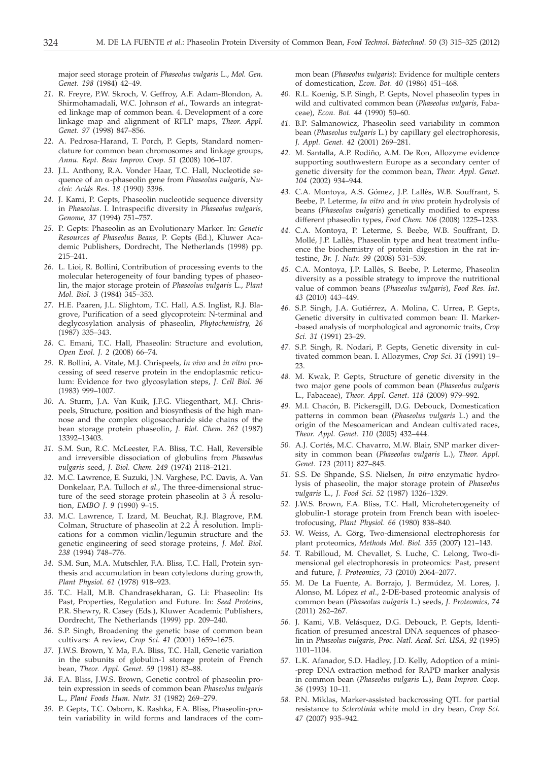major seed storage protein of *Phaseolus vulgaris* L., *Mol. Gen. Genet. 198* (1984) 42–49.

21. R. Freyre, P.W. Skroch, V. Geffroy, A.F. Adam-Blondon, A. Shirmohamadali, W.C. Johnson *et al.*, Towards an integrated linkage map of common bean. 4. Development of a core linkage map and alignment of RFLP maps, *Theor. Appl. Genet. 97* (1998) 847–856.
22. A. Pedrosa-Harand, T. Porch, P. Gepts, Standard nomenclature for common bean chromosomes and linkage groups, *Annu. Rept. Bean Improv. Coop. 51* (2008) 106–107.
23. J.L. Anthony, R.A. Vonder Haar, T.C. Hall, Nucleotide sequence of an α-phaseolin gene from *Phaseolus vulgaris*, *Nucleic Acids Res. 18* (1990) 3396.
24. J. Kami, P. Gepts, Phaseolin nucleotide sequence diversity in *Phaseolus*. I. Intraspecific diversity in *Phaseolus vulgaris*, *Genome, 37* (1994) 751–757.
25. P. Gepts: Phaseolin as an Evolutionary Marker. In: *Genetic Resources of Phaseolus Beans*, P. Gepts (Ed.), Kluwer Academic Publishers, Dordrecht, The Netherlands (1998) pp. 215–241.
26. L. Lioi, R. Bollini, Contribution of processing events to the molecular heterogeneity of four banding types of phaseolin, the major storage protein of *Phaseolus vulgaris* L., *Plant Mol. Biol. 3* (1984) 345–353.
27. H.E. Paaren, J.L. Slighton, T.C. Hall, A.S. Inglist, R.J. Blagrove, Purification of a seed glycoprotein: N-terminal and deglycosylation analysis of phaseolin, *Phytochemistry, 26* (1987) 335–343.
28. C. Emani, T.C. Hall, Phaseolin: Structure and evolution, *Open Evol. J. 2* (2008) 66–74.
29. R. Bollini, A. Vitale, M.J. Chrispeels, *In vivo* and *in vitro* processing of seed reserve protein in the endoplasmic reticulum: Evidence for two glycosylation steps, *J. Cell Biol. 96* (1983) 999–1007.
30. A. Sturm, J.A. Van Kuik, J.F.G. Vliegenthart, M.J. Chrispeels, Structure, position and biosynthesis of the high mannose and the complex oligosaccharide side chains of the bean storage protein phaseolin, *J. Biol. Chem. 262* (1987) 13392–13403.
31. S.M. Sun, R.C. McLeester, F.A. Bliss, T.C. Hall, Reversible and irreversible dissociation of globulins from *Phaseolus vulgaris* seed, *J. Biol. Chem. 249* (1974) 2118–2121.
32. M.C. Lawrence, E. Suzuki, J.N. Varghese, P.C. Davis, A. Van Donkelaar, P.A. Tulloch *et al.*, The three-dimensional structure of the seed storage protein phaseolin at 3 Å resolution, *EMBO J. 9* (1990) 9–15.
33. M.C. Lawrence, T. Izard, M. Beuchat, R.J. Blagrove, P.M. Colman, Structure of phaseolin at 2.2 Å resolution. Implications for a common vicilin/legumin structure and the genetic engineering of seed storage proteins, *J. Mol. Biol. 238* (1994) 748–776.
34. S.M. Sun, M.A. Mutschler, F.A. Bliss, T.C. Hall, Protein synthesis and accumulation in bean cotyledons during growth, *Plant Physiol. 61* (1978) 918–923.
35. T.C. Hall, M.B. Chandrasekharan, G. Li: Phaseolin: Its Past, Properties, Regulation and Future. In: *Seed Proteins*, P.R. Shewry, R. Casey (Eds.), Kluwer Academic Publishers, Dordrecht, The Netherlands (1999) pp. 209–240.
36. S.P. Singh, Broadening the genetic base of common bean cultivars: A review, *Crop Sci. 41* (2001) 1659–1675.
37. J.W.S. Brown, Y. Ma, F.A. Bliss, T.C. Hall, Genetic variation in the subunits of globulin-1 storage protein of French bean, *Theor. Appl. Genet. 59* (1981) 83–88.
38. F.A. Bliss, J.W.S. Brown, Genetic control of phaseolin protein expression in seeds of common bean *Phaseolus vulgaris* L., *Plant Foods Hum. Nutr. 31* (1982) 269–279.
39. P. Gepts, T.C. Osborn, K. Rashka, F.A. Bliss, Phaseolin-protein variability in wild forms and landraces of the common bean (*Phaseolus vulgaris*): Evidence for multiple centers of domestication, *Econ. Bot. 40* (1986) 451–468.
40. R.L. Koenig, S.P. Singh, P. Gepts, Novel phaseolin types in wild and cultivated common bean (*Phaseolus vulgaris*, Fabaceae), *Econ. Bot. 44* (1990) 50–60.
41. B.P. Salmanowicz, Phaseolin seed variability in common bean (*Phaseolus vulgaris* L.) by capillary gel electrophoresis, *J. Appl. Genet. 42* (2001) 269–281.
42. M. Santalla, A.P. Rodiño, A.M. De Ron, Allozyme evidence supporting southwestern Europe as a secondary center of genetic diversity for the common bean, *Theor. Appl. Genet. 104* (2002) 934–944.
43. C.A. Montoya, A.S. Gómez, J.P. Lallès, W.B. Souffrant, S. Beebe, P. Leterme, *In vitro* and *in vivo* protein hydrolysis of beans (*Phaseolus vulgaris*) genetically modified to express different phaseolin types, *Food Chem. 106* (2008) 1225–1233.
44. C.A. Montoya, P. Leterme, S. Beebe, W.B. Souffrant, D. Mollé, J.P. Lallès, Phaseolin type and heat treatment influence the biochemistry of protein digestion in the rat intestine, *Br. J. Nutr. 99* (2008) 531–539.
45. C.A. Montoya, J.P. Lallès, S. Beebe, P. Leterme, Phaseolin diversity as a possible strategy to improve the nutritional value of common beans (*Phaseolus vulgaris*), *Food Res. Int. 43* (2010) 443–449.
46. S.P. Singh, J.A. Gutiérrez, A. Molina, C. Urrea, P. Gepts, Genetic diversity in cultivated common bean: II. Marker-based analysis of morphological and agronomic traits, *Crop Sci. 31* (1991) 23–29.
47. S.P. Singh, R. Nodari, P. Gepts, Genetic diversity in cultivated common bean. I. Allozymes, *Crop Sci. 31* (1991) 19–23.
48. M. Kwak, P. Gepts, Structure of genetic diversity in the two major gene pools of common bean (*Phaseolus vulgaris* L., Fabaceae), *Theor. Appl. Genet. 118* (2009) 979–992.
49. M.I. Chacón, B. Pickersgill, D.G. Debouck, Domestication patterns in common bean (*Phaseolus vulgaris* L.) and the origin of the Mesoamerican and Andean cultivated races, *Theor. Appl. Genet. 110* (2005) 432–444.
50. A.J. Cortés, M.C. Chavarro, M.W. Blair, SNP marker diversity in common bean (*Phaseolus vulgaris* L.), *Theor. Appl. Genet. 123* (2011) 827–845.
51. S.S. De Shpande, S.S. Nielsen, *In vitro* enzymatic hydrolysis of phaseolin, the major storage protein of *Phaseolus vulgaris* L., *J. Food Sci. 52* (1987) 1326–1329.
52. J.W.S. Brown, F.A. Bliss, T.C. Hall, Microheterogeneity of globulin-1 storage protein from French bean with isoelectrofocusing, *Plant Physiol. 66* (1980) 838–840.
53. W. Weiss, A. Görg, Two-dimensional electrophoresis for plant proteomics, *Methods Mol. Biol. 355* (2007) 121–143.
54. T. Rabilloud, M. Chevallet, S. Luche, C. Lelong, Two-dimensional gel electrophoresis in proteomics: Past, present and future, *J. Proteomics, 73* (2010) 2064–2077.
55. M. De La Fuente, A. Borrajo, J. Bermúdez, M. Lores, J. Alonso, M. López *et al.*, 2-DE-based proteomic analysis of common bean (*Phaseolus vulgaris* L.) seeds, *J. Proteomics, 74* (2011) 262–267.
56. J. Kami, V.B. Velásquez, D.G. Debouck, P. Gepts, Identification of presumed ancestral DNA sequences of phaseolin in *Phaseolus vulgaris*, *Proc. Natl. Acad. Sci. USA, 92* (1995) 1101–1104.
57. L.K. Afanador, S.D. Hadley, J.D. Kelly, Adoption of a mini-prep DNA extraction method for RAPD marker analysis in common bean (*Phaseolus vulgaris* L.), *Bean Improv. Coop. 36* (1993) 10–11.
58. P.N. Miklas, Marker-assisted backcrossing QTL for partial resistance to *Sclerotinia* white mold in dry bean, *Crop Sci. 47* (2007) 935–942.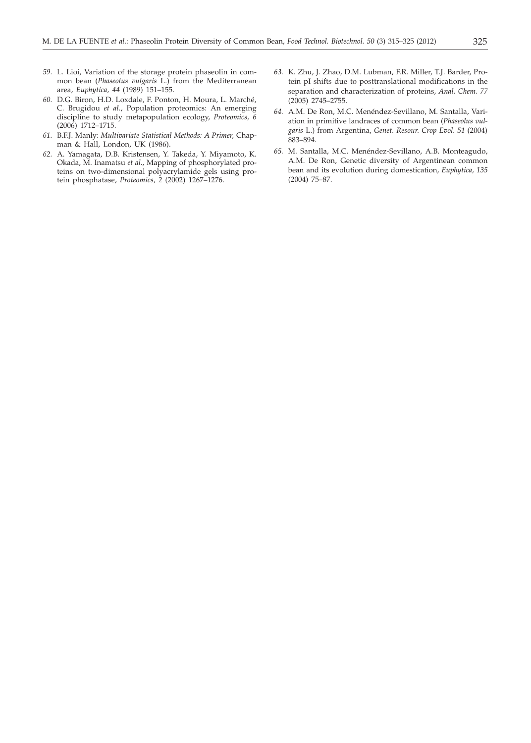*59.* L. Lioi, Variation of the storage protein phaseolin in common bean (*Phaseolus vulgaris* L.) from the Mediterranean area, *Euphytica, 44* (1989) 151–155.

*60.* D.G. Biron, H.D. Loxdale, F. Ponton, H. Moura, L. Marché, C. Brugidou *et al.*, Population proteomics: An emerging discipline to study metapopulation ecology, *Proteomics, 6* (2006) 1712–1715.

*61.* B.F.J. Manly: *Multivariate Statistical Methods: A Primer,* Chapman & Hall, London, UK (1986).

*62.* A. Yamagata, D.B. Kristensen, Y. Takeda, Y. Miyamoto, K. Okada, M. Inamatsu *et al.*, Mapping of phosphorylated proteins on two-dimensional polyacrylamide gels using protein phosphatase, *Proteomics, 2* (2002) 1267–1276.

*63.* K. Zhu, J. Zhao, D.M. Lubman, F.R. Miller, T.J. Barder, Protein pI shifts due to posttranslational modifications in the separation and characterization of proteins, *Anal. Chem. 77* (2005) 2745–2755.

*64.* A.M. De Ron, M.C. Menéndez-Sevillano, M. Santalla, Variation in primitive landraces of common bean (*Phaseolus vulgaris* L.) from Argentina, *Genet. Resour. Crop Evol. 51* (2004) 883–894.

*65.* M. Santalla, M.C. Menéndez-Sevillano, A.B. Monteagudo, A.M. De Ron, Genetic diversity of Argentinean common bean and its evolution during domestication, *Euphytica, 135* (2004) 75–87.